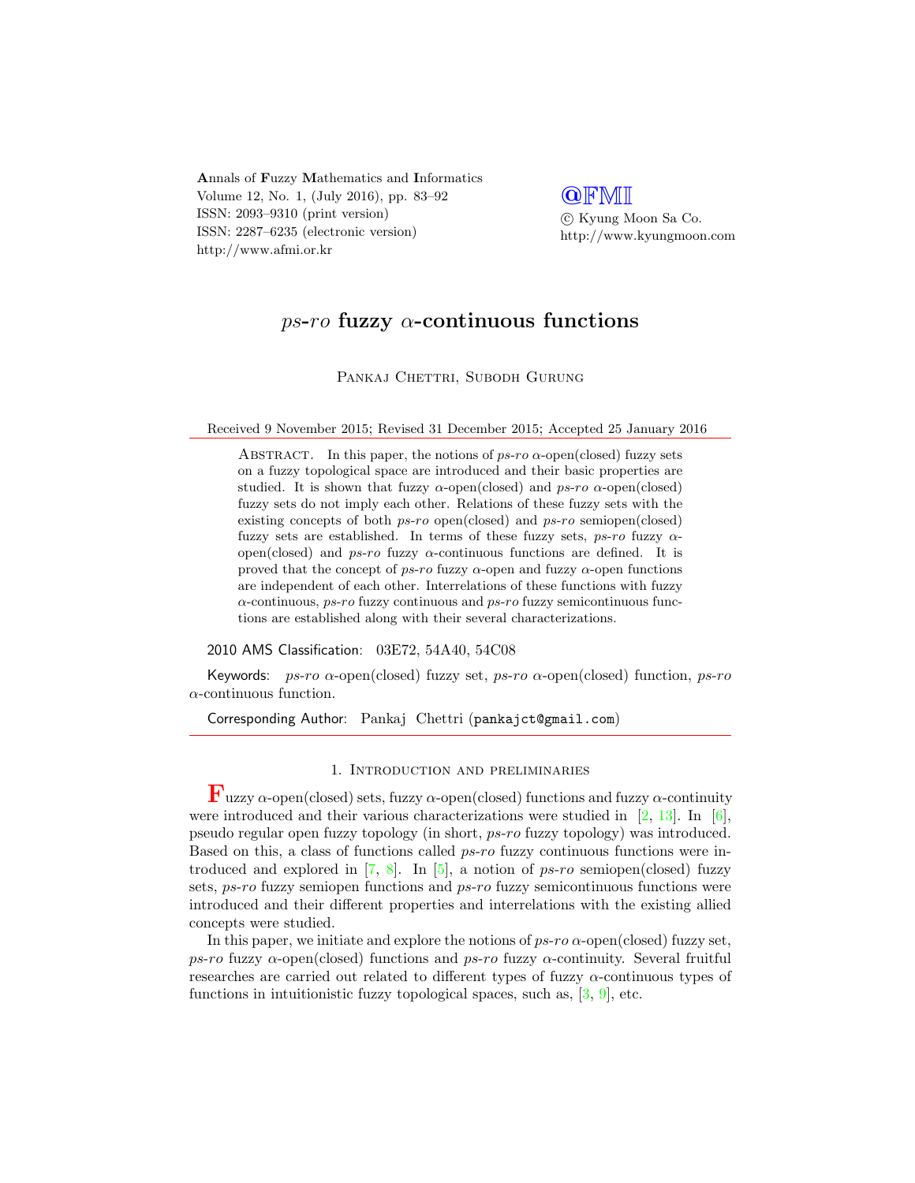# *ps-ro* fuzzy $\alpha$-continuous functions

Pankaj Chettri, Subodh Gurung

Received 9 November 2015; Revised 31 December 2015; Accepted 25 January 2016

Abstract. In this paper, the notions of *ps-ro* $\alpha$-open(closed) fuzzy sets on a fuzzy topological space are introduced and their basic properties are studied. It is shown that fuzzy $\alpha$-open(closed) and *ps-ro* $\alpha$-open(closed) fuzzy sets do not imply each other. Relations of these fuzzy sets with the existing concepts of both *ps-ro* open(closed) and *ps-ro* semiopen(closed) fuzzy sets are established. In terms of these fuzzy sets, *ps-ro* fuzzy $\alpha$-open(closed) and *ps-ro* fuzzy $\alpha$-continuous functions are defined. It is proved that the concept of *ps-ro* fuzzy $\alpha$-open and fuzzy $\alpha$-open functions are independent of each other. Interrelations of these functions with fuzzy $\alpha$-continuous, *ps-ro* fuzzy continuous and *ps-ro* fuzzy semicontinuous functions are established along with their several characterizations.

2010 AMS Classification: 03E72, 54A40, 54C08

Keywords: *ps-ro* $\alpha$-open(closed) fuzzy set, *ps-ro* $\alpha$-open(closed) function, *ps-ro* $\alpha$-continuous function.

Corresponding Author: Pankaj Chettri (pankajct@gmail.com)

## 1. Introduction and preliminaries

Fuzzy $\alpha$-open(closed) sets, fuzzy $\alpha$-open(closed) functions and fuzzy $\alpha$-continuity were introduced and their various characterizations were studied in [2, 13]. In [6], pseudo regular open fuzzy topology (in short, *ps-ro* fuzzy topology) was introduced. Based on this, a class of functions called *ps-ro* fuzzy continuous functions were introduced and explored in [7, 8]. In [5], a notion of *ps-ro* semiopen(closed) fuzzy sets, *ps-ro* fuzzy semiopen functions and *ps-ro* fuzzy semicontinuous functions were introduced and their different properties and interrelations with the existing allied concepts were studied.

In this paper, we initiate and explore the notions of *ps-ro* $\alpha$-open(closed) fuzzy set, *ps-ro* fuzzy $\alpha$-open(closed) functions and *ps-ro* fuzzy $\alpha$-continuity. Several fruitful researches are carried out related to different types of fuzzy $\alpha$-continuous types of functions in intuitionistic fuzzy topological spaces, such as, [3, 9], etc.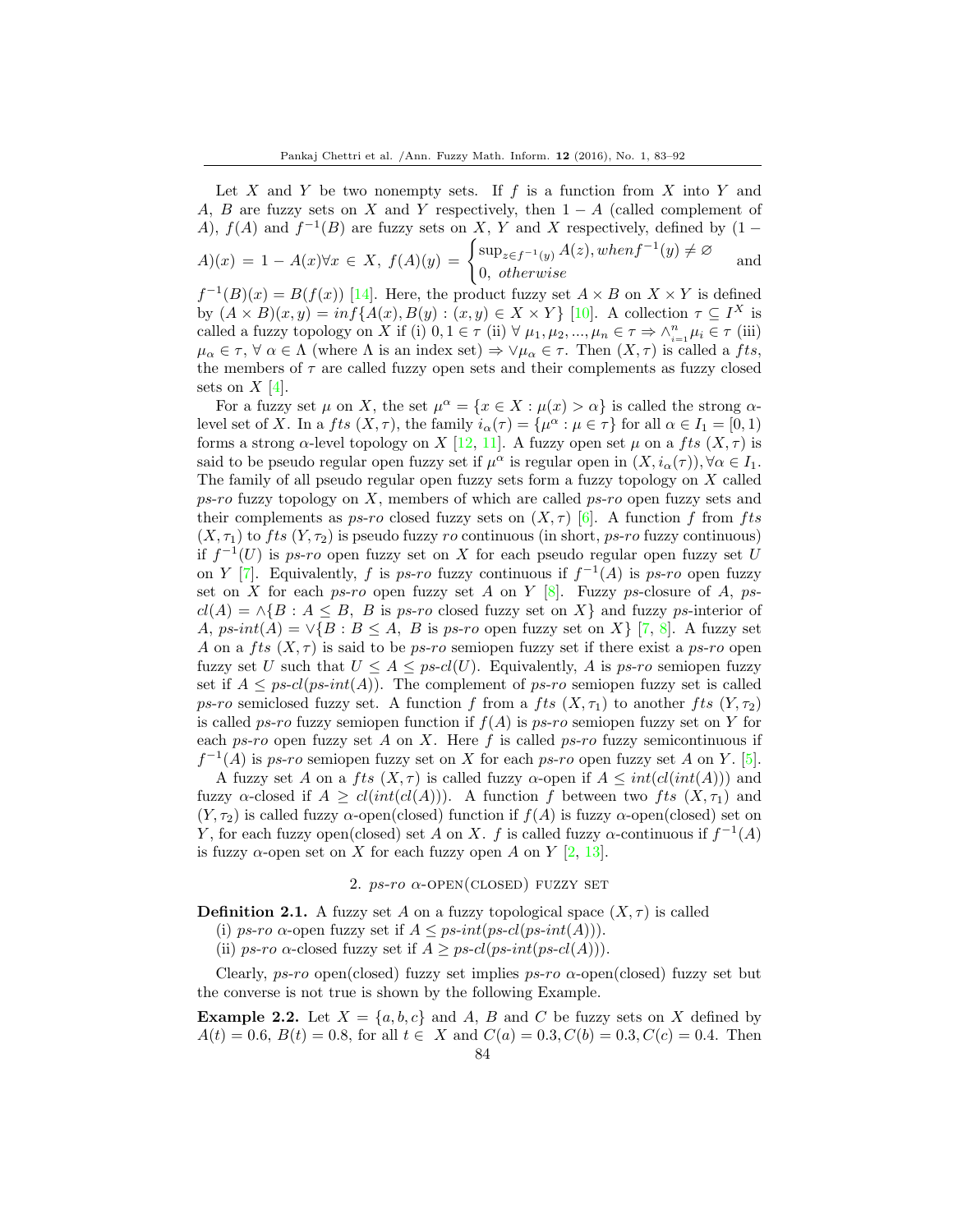Let $X$ and $Y$ be two nonempty sets. If $f$ is a function from $X$ into $Y$ and $A$, $B$ are fuzzy sets on $X$ and $Y$ respectively, then $1 - A$ (called complement of $A$), $f(A)$ and $f^{-1}(B)$ are fuzzy sets on $X$, $Y$ and $X$ respectively, defined by $(1 - A)(x) = 1 - A(x) \forall x \in X$, $f(A)(y) = \begin{cases} \sup_{z \in f^{-1}(y)} A(z), when f^{-1}(y) \neq \varnothing \\ 0, \ otherwise \end{cases}$ and $f^{-1}(B)(x) = B(f(x))$ [14]. Here, the product fuzzy set $A \times B$ on $X \times Y$ is defined by $(A \times B)(x, y) = inf\{A(x), B(y) : (x, y) \in X \times Y\}$ [10]. A collection $\tau \subseteq I^X$ is called a fuzzy topology on $X$ if (i) $0, 1 \in \tau$ (ii) $\forall\ \mu_1, \mu_2, ..., \mu_n \in \tau \Rightarrow \wedge_{i=1}^{n} \mu_i \in \tau$ (iii) $\mu_\alpha \in \tau$, $\forall\ \alpha \in \Lambda$ (where $\Lambda$ is an index set) $\Rightarrow \vee \mu_\alpha \in \tau$. Then $(X, \tau)$ is called a *fts*, the members of $\tau$ are called fuzzy open sets and their complements as fuzzy closed sets on $X$ [4].

For a fuzzy set $\mu$ on $X$, the set $\mu^\alpha = \{x \in X : \mu(x) > \alpha\}$ is called the strong $\alpha$-level set of $X$. In a *fts* $(X, \tau)$, the family $i_\alpha(\tau) = \{\mu^\alpha : \mu \in \tau\}$ for all $\alpha \in I_1 = [0, 1)$ forms a strong $\alpha$-level topology on $X$ [12, 11]. A fuzzy open set $\mu$ on a *fts* $(X, \tau)$ is said to be pseudo regular open fuzzy set if $\mu^\alpha$ is regular open in $(X, i_\alpha(\tau)), \forall \alpha \in I_1$. The family of all pseudo regular open fuzzy sets form a fuzzy topology on $X$ called *ps-ro* fuzzy topology on $X$, members of which are called *ps-ro* open fuzzy sets and their complements as *ps-ro* closed fuzzy sets on $(X, \tau)$ [6]. A function $f$ from *fts* $(X, \tau_1)$ to *fts* $(Y, \tau_2)$ is pseudo fuzzy *ro* continuous (in short, *ps-ro* fuzzy continuous) if $f^{-1}(U)$ is *ps-ro* open fuzzy set on $X$ for each pseudo regular open fuzzy set $U$ on $Y$ [7]. Equivalently, $f$ is *ps-ro* fuzzy continuous if $f^{-1}(A)$ is *ps-ro* open fuzzy set on $X$ for each *ps-ro* open fuzzy set $A$ on $Y$ [8]. Fuzzy *ps*-closure of $A$, $ps\text{-}cl(A) = \wedge\{B : A \leq B,\ B$ is *ps-ro* closed fuzzy set on $X\}$ and fuzzy *ps*-interior of $A$, $ps\text{-}int(A) = \vee\{B : B \leq A,\ B$ is *ps-ro* open fuzzy set on $X\}$ [7, 8]. A fuzzy set $A$ on a *fts* $(X, \tau)$ is said to be *ps-ro* semiopen fuzzy set if there exist a *ps-ro* open fuzzy set $U$ such that $U \leq A \leq ps\text{-}cl(U)$. Equivalently, $A$ is *ps-ro* semiopen fuzzy set if $A \leq ps\text{-}cl(ps\text{-}int(A))$. The complement of *ps-ro* semiopen fuzzy set is called *ps-ro* semiclosed fuzzy set. A function $f$ from a *fts* $(X, \tau_1)$ to another *fts* $(Y, \tau_2)$ is called *ps-ro* fuzzy semiopen function if $f(A)$ is *ps-ro* semiopen fuzzy set on $Y$ for each *ps-ro* open fuzzy set $A$ on $X$. Here $f$ is called *ps-ro* fuzzy semicontinuous if $f^{-1}(A)$ is *ps-ro* semiopen fuzzy set on $X$ for each *ps-ro* open fuzzy set $A$ on $Y$. [5].

A fuzzy set $A$ on a *fts* $(X, \tau)$ is called fuzzy $\alpha$-open if $A \leq int(cl(int(A)))$ and fuzzy $\alpha$-closed if $A \geq cl(int(cl(A)))$. A function $f$ between two *fts* $(X, \tau_1)$ and $(Y, \tau_2)$ is called fuzzy $\alpha$-open(closed) function if $f(A)$ is fuzzy $\alpha$-open(closed) set on $Y$, for each fuzzy open(closed) set $A$ on $X$. $f$ is called fuzzy $\alpha$-continuous if $f^{-1}(A)$ is fuzzy $\alpha$-open set on $X$ for each fuzzy open $A$ on $Y$ [2, 13].

## 2. *ps-ro* $\alpha$-open(closed) fuzzy set

**Definition 2.1.** A fuzzy set $A$ on a fuzzy topological space $(X, \tau)$ is called

(i) *ps-ro* $\alpha$-open fuzzy set if $A \leq ps\text{-}int(ps\text{-}cl(ps\text{-}int(A)))$.

(ii) *ps-ro* $\alpha$-closed fuzzy set if $A \geq ps\text{-}cl(ps\text{-}int(ps\text{-}cl(A)))$.

Clearly, *ps-ro* open(closed) fuzzy set implies *ps-ro* $\alpha$-open(closed) fuzzy set but the converse is not true is shown by the following Example.

**Example 2.2.** Let $X = \{a, b, c\}$ and $A$, $B$ and $C$ be fuzzy sets on $X$ defined by $A(t) = 0.6$, $B(t) = 0.8$, for all $t \in X$ and $C(a) = 0.3, C(b) = 0.3, C(c) = 0.4$. Then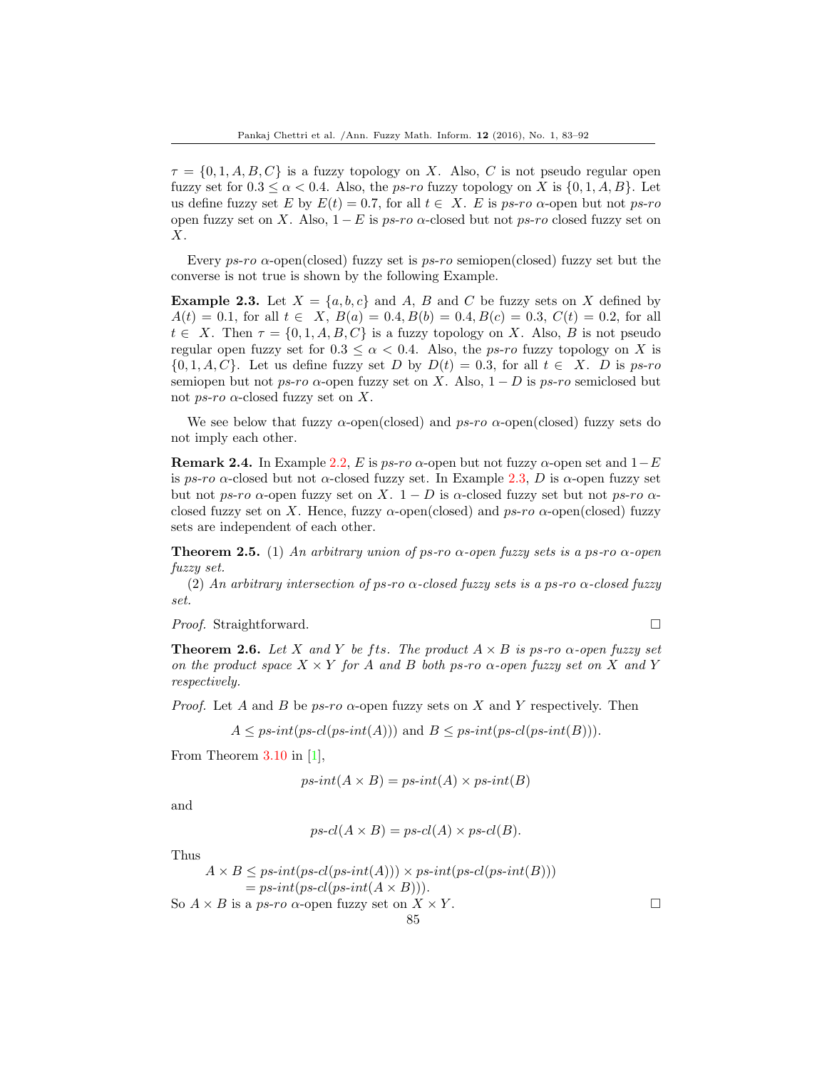$\tau = \{0, 1, A, B, C\}$ is a fuzzy topology on $X$. Also, $C$ is not pseudo regular open fuzzy set for $0.3 \leq \alpha < 0.4$. Also, the *ps-ro* fuzzy topology on $X$ is $\{0, 1, A, B\}$. Let us define fuzzy set $E$ by $E(t) = 0.7$, for all $t \in X$. $E$ is *ps-ro* $\alpha$-open but not *ps-ro* open fuzzy set on $X$. Also, $1 - E$ is *ps-ro* $\alpha$-closed but not *ps-ro* closed fuzzy set on $X$.

Every *ps-ro* $\alpha$-open(closed) fuzzy set is *ps-ro* semiopen(closed) fuzzy set but the converse is not true is shown by the following Example.

**Example 2.3.** Let $X = \{a, b, c\}$ and $A$, $B$ and $C$ be fuzzy sets on $X$ defined by $A(t) = 0.1$, for all $t \in X$, $B(a) = 0.4, B(b) = 0.4, B(c) = 0.3$, $C(t) = 0.2$, for all $t \in X$. Then $\tau = \{0, 1, A, B, C\}$ is a fuzzy topology on $X$. Also, $B$ is not pseudo regular open fuzzy set for $0.3 \leq \alpha < 0.4$. Also, the *ps-ro* fuzzy topology on $X$ is $\{0, 1, A, C\}$. Let us define fuzzy set $D$ by $D(t) = 0.3$, for all $t \in X$. $D$ is *ps-ro* semiopen but not *ps-ro* $\alpha$-open fuzzy set on $X$. Also, $1 - D$ is *ps-ro* semiclosed but not *ps-ro* $\alpha$-closed fuzzy set on $X$.

We see below that fuzzy $\alpha$-open(closed) and *ps-ro* $\alpha$-open(closed) fuzzy sets do not imply each other.

**Remark 2.4.** In Example 2.2, $E$ is *ps-ro* $\alpha$-open but not fuzzy $\alpha$-open set and $1-E$ is *ps-ro* $\alpha$-closed but not $\alpha$-closed fuzzy set. In Example 2.3, $D$ is $\alpha$-open fuzzy set but not *ps-ro* $\alpha$-open fuzzy set on $X$. $1 - D$ is $\alpha$-closed fuzzy set but not *ps-ro* $\alpha$-closed fuzzy set on $X$. Hence, fuzzy $\alpha$-open(closed) and *ps-ro* $\alpha$-open(closed) fuzzy sets are independent of each other.

**Theorem 2.5.** (1) *An arbitrary union of ps-ro $\alpha$-open fuzzy sets is a ps-ro $\alpha$-open fuzzy set.*

(2) *An arbitrary intersection of ps-ro $\alpha$-closed fuzzy sets is a ps-ro $\alpha$-closed fuzzy set.*

*Proof.* Straightforward. □

**Theorem 2.6.** *Let $X$ and $Y$ be fts. The product $A \times B$ is ps-ro $\alpha$-open fuzzy set on the product space $X \times Y$ for $A$ and $B$ both ps-ro $\alpha$-open fuzzy set on $X$ and $Y$ respectively.*

*Proof.* Let $A$ and $B$ be *ps-ro* $\alpha$-open fuzzy sets on $X$ and $Y$ respectively. Then

$$A \leq ps\text{-}int(ps\text{-}cl(ps\text{-}int(A))) \text{ and } B \leq ps\text{-}int(ps\text{-}cl(ps\text{-}int(B))).$$

From Theorem 3.10 in [1],

$$ps\text{-}int(A \times B) = ps\text{-}int(A) \times ps\text{-}int(B)$$

and

$$ps\text{-}cl(A \times B) = ps\text{-}cl(A) \times ps\text{-}cl(B).$$

Thus

$$\begin{aligned} A \times B &\leq ps\text{-}int(ps\text{-}cl(ps\text{-}int(A))) \times ps\text{-}int(ps\text{-}cl(ps\text{-}int(B))) \\ &= ps\text{-}int(ps\text{-}cl(ps\text{-}int(A \times B))). \end{aligned}$$

So $A \times B$ is a *ps-ro* $\alpha$-open fuzzy set on $X \times Y$. □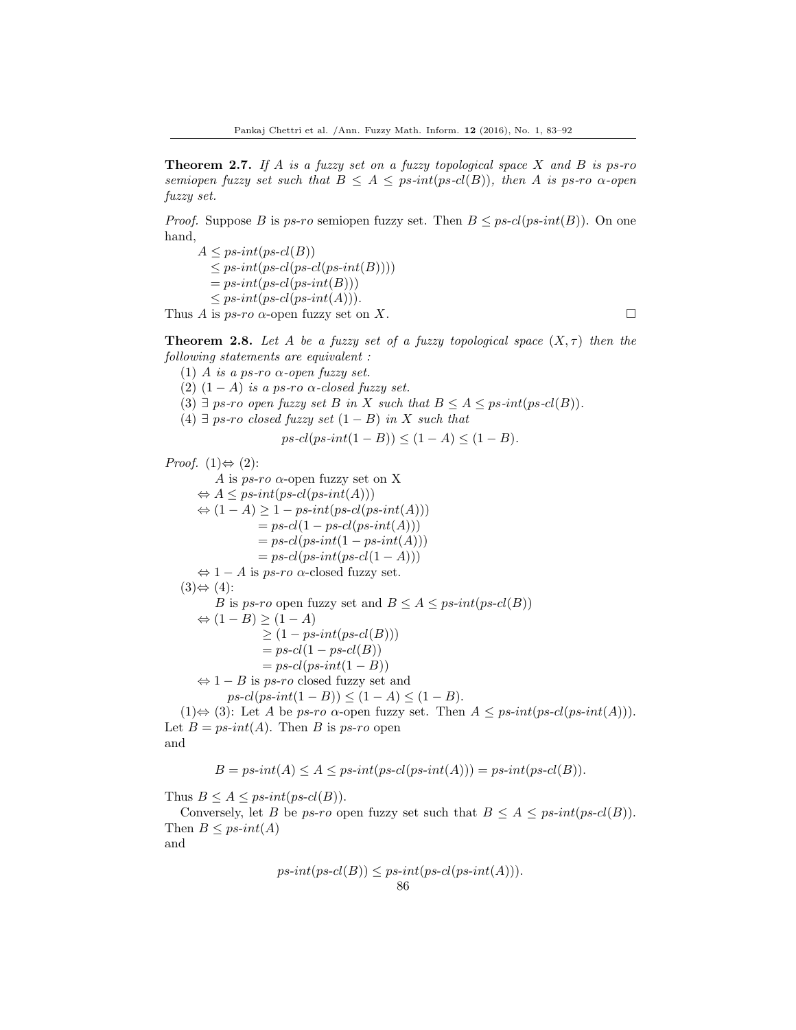**Theorem 2.7.** *If $A$ is a fuzzy set on a fuzzy topological space $X$ and $B$ is ps-ro semiopen fuzzy set such that $B \leq A \leq$ ps-int(ps-cl$(B)$), then $A$ is ps-ro $\alpha$-open fuzzy set.*

*Proof.* Suppose $B$ is *ps-ro* semiopen fuzzy set. Then $B \leq ps\text{-}cl(ps\text{-}int(B))$. On one hand,

$A \leq ps\text{-}int(ps\text{-}cl(B))$
$\quad \leq ps\text{-}int(ps\text{-}cl(ps\text{-}cl(ps\text{-}int(B))))$
$\quad = ps\text{-}int(ps\text{-}cl(ps\text{-}int(B)))$
$\quad \leq ps\text{-}int(ps\text{-}cl(ps\text{-}int(A)))$.

Thus $A$ is *ps-ro* $\alpha$-open fuzzy set on $X$. □

**Theorem 2.8.** *Let $A$ be a fuzzy set of a fuzzy topological space $(X, \tau)$ then the following statements are equivalent :*

(1) *$A$ is a ps-ro $\alpha$-open fuzzy set.*
(2) *$(1 - A)$ is a ps-ro $\alpha$-closed fuzzy set.*
(3) *$\exists$ ps-ro open fuzzy set $B$ in $X$ such that $B \leq A \leq$ ps-int(ps-cl$(B)$).*
(4) *$\exists$ ps-ro closed fuzzy set $(1 - B)$ in $X$ such that*

$$ps\text{-}cl(ps\text{-}int(1 - B)) \leq (1 - A) \leq (1 - B).$$

*Proof.* (1)$\Leftrightarrow$ (2):

$A$ is *ps-ro* $\alpha$-open fuzzy set on X
$\Leftrightarrow A \leq ps\text{-}int(ps\text{-}cl(ps\text{-}int(A)))$
$\Leftrightarrow (1 - A) \geq 1 - ps\text{-}int(ps\text{-}cl(ps\text{-}int(A)))$
$\quad = ps\text{-}cl(1 - ps\text{-}cl(ps\text{-}int(A)))$
$\quad = ps\text{-}cl(ps\text{-}int(1 - ps\text{-}int(A)))$
$\quad = ps\text{-}cl(ps\text{-}int(ps\text{-}cl(1 - A)))$
$\Leftrightarrow 1 - A$ is *ps-ro* $\alpha$-closed fuzzy set.

(3)$\Leftrightarrow$ (4):

$B$ is *ps-ro* open fuzzy set and $B \leq A \leq ps\text{-}int(ps\text{-}cl(B))$
$\Leftrightarrow (1 - B) \geq (1 - A)$
$\quad \geq (1 - ps\text{-}int(ps\text{-}cl(B)))$
$\quad = ps\text{-}cl(1 - ps\text{-}cl(B))$
$\quad = ps\text{-}cl(ps\text{-}int(1 - B))$
$\Leftrightarrow 1 - B$ is *ps-ro* closed fuzzy set and
$\quad ps\text{-}cl(ps\text{-}int(1 - B)) \leq (1 - A) \leq (1 - B)$.

(1)$\Leftrightarrow$ (3): Let $A$ be *ps-ro* $\alpha$-open fuzzy set. Then $A \leq ps\text{-}int(ps\text{-}cl(ps\text{-}int(A)))$. Let $B = ps\text{-}int(A)$. Then $B$ is *ps-ro* open and

$$B = ps\text{-}int(A) \leq A \leq ps\text{-}int(ps\text{-}cl(ps\text{-}int(A))) = ps\text{-}int(ps\text{-}cl(B)).$$

Thus $B \leq A \leq ps\text{-}int(ps\text{-}cl(B))$.

Conversely, let $B$ be *ps-ro* open fuzzy set such that $B \leq A \leq ps\text{-}int(ps\text{-}cl(B))$. Then $B \leq ps\text{-}int(A)$ and

$$ps\text{-}int(ps\text{-}cl(B)) \leq ps\text{-}int(ps\text{-}cl(ps\text{-}int(A))).$$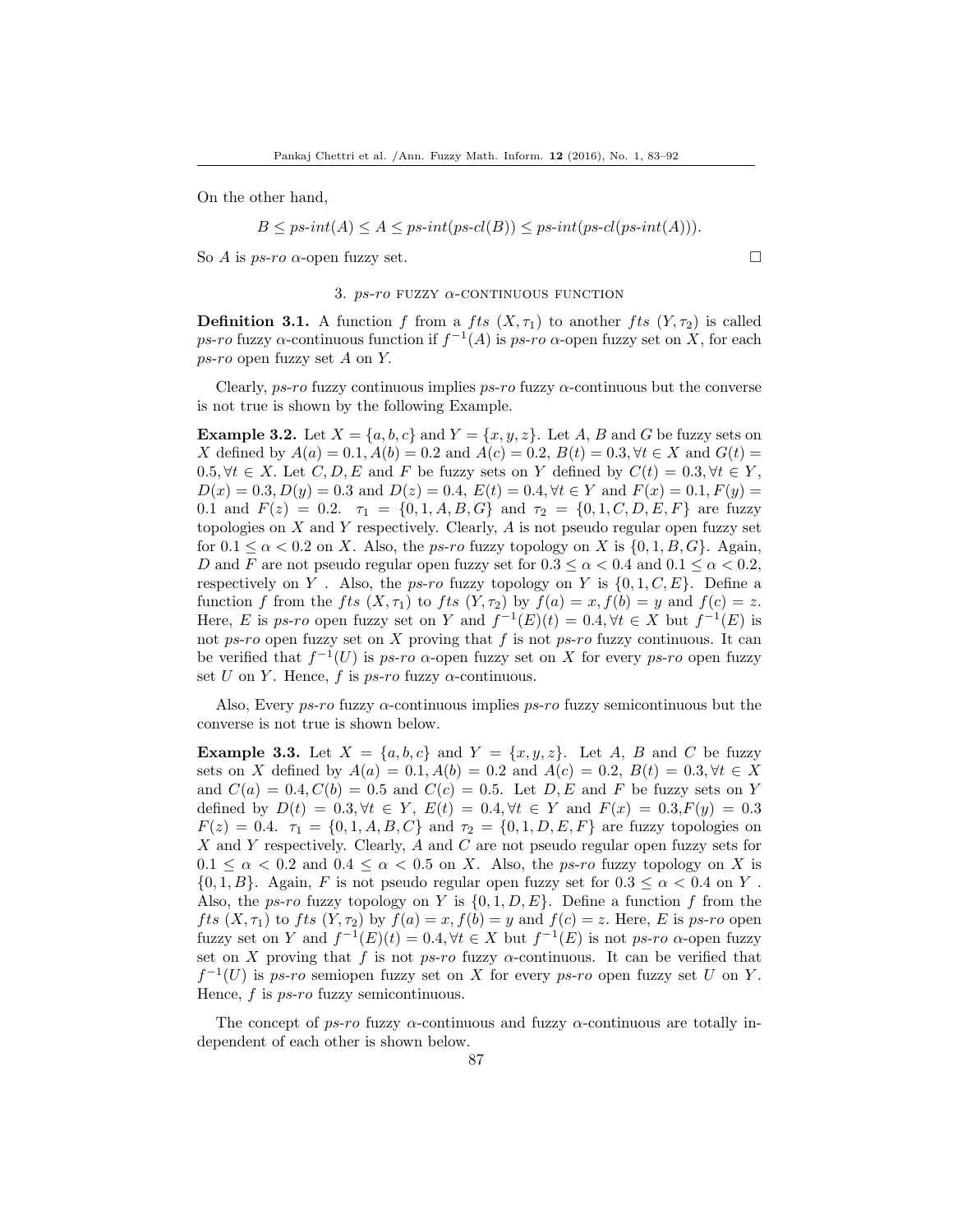On the other hand,

$$B \leq ps\text{-}int(A) \leq A \leq ps\text{-}int(ps\text{-}cl(B)) \leq ps\text{-}int(ps\text{-}cl(ps\text{-}int(A))).$$

So $A$ is *ps-ro* $\alpha$-open fuzzy set. □

### 3. *ps-ro* fuzzy $\alpha$-continuous function

**Definition 3.1.** A function $f$ from a $fts$ $(X, \tau_1)$ to another $fts$ $(Y, \tau_2)$ is called *ps-ro* fuzzy $\alpha$-continuous function if $f^{-1}(A)$ is *ps-ro* $\alpha$-open fuzzy set on $X$, for each *ps-ro* open fuzzy set $A$ on $Y$.

Clearly, *ps-ro* fuzzy continuous implies *ps-ro* fuzzy $\alpha$-continuous but the converse is not true is shown by the following Example.

**Example 3.2.** Let $X = \{a, b, c\}$ and $Y = \{x, y, z\}$. Let $A$, $B$ and $G$ be fuzzy sets on $X$ defined by $A(a) = 0.1, A(b) = 0.2$ and $A(c) = 0.2$, $B(t) = 0.3, \forall t \in X$ and $G(t) = 0.5, \forall t \in X$. Let $C, D, E$ and $F$ be fuzzy sets on $Y$ defined by $C(t) = 0.3, \forall t \in Y$, $D(x) = 0.3, D(y) = 0.3$ and $D(z) = 0.4$, $E(t) = 0.4, \forall t \in Y$ and $F(x) = 0.1, F(y) = 0.1$ and $F(z) = 0.2$. $\tau_1 = \{0, 1, A, B, G\}$ and $\tau_2 = \{0, 1, C, D, E, F\}$ are fuzzy topologies on $X$ and $Y$ respectively. Clearly, $A$ is not pseudo regular open fuzzy set for $0.1 \leq \alpha < 0.2$ on $X$. Also, the *ps-ro* fuzzy topology on $X$ is $\{0, 1, B, G\}$. Again, $D$ and $F$ are not pseudo regular open fuzzy set for $0.3 \leq \alpha < 0.4$ and $0.1 \leq \alpha < 0.2$, respectively on $Y$ . Also, the *ps-ro* fuzzy topology on $Y$ is $\{0, 1, C, E\}$. Define a function $f$ from the $fts$ $(X, \tau_1)$ to $fts$ $(Y, \tau_2)$ by $f(a) = x, f(b) = y$ and $f(c) = z$. Here, $E$ is *ps-ro* open fuzzy set on $Y$ and $f^{-1}(E)(t) = 0.4, \forall t \in X$ but $f^{-1}(E)$ is not *ps-ro* open fuzzy set on $X$ proving that $f$ is not *ps-ro* fuzzy continuous. It can be verified that $f^{-1}(U)$ is *ps-ro* $\alpha$-open fuzzy set on $X$ for every *ps-ro* open fuzzy set $U$ on $Y$. Hence, $f$ is *ps-ro* fuzzy $\alpha$-continuous.

Also, Every *ps-ro* fuzzy $\alpha$-continuous implies *ps-ro* fuzzy semicontinuous but the converse is not true is shown below.

**Example 3.3.** Let $X = \{a, b, c\}$ and $Y = \{x, y, z\}$. Let $A$, $B$ and $C$ be fuzzy sets on $X$ defined by $A(a) = 0.1, A(b) = 0.2$ and $A(c) = 0.2$, $B(t) = 0.3, \forall t \in X$ and $C(a) = 0.4, C(b) = 0.5$ and $C(c) = 0.5$. Let $D, E$ and $F$ be fuzzy sets on $Y$ defined by $D(t) = 0.3, \forall t \in Y$, $E(t) = 0.4, \forall t \in Y$ and $F(x) = 0.3, F(y) = 0.3$ $F(z) = 0.4$. $\tau_1 = \{0, 1, A, B, C\}$ and $\tau_2 = \{0, 1, D, E, F\}$ are fuzzy topologies on $X$ and $Y$ respectively. Clearly, $A$ and $C$ are not pseudo regular open fuzzy sets for $0.1 \leq \alpha < 0.2$ and $0.4 \leq \alpha < 0.5$ on $X$. Also, the *ps-ro* fuzzy topology on $X$ is $\{0, 1, B\}$. Again, $F$ is not pseudo regular open fuzzy set for $0.3 \leq \alpha < 0.4$ on $Y$ . Also, the *ps-ro* fuzzy topology on $Y$ is $\{0, 1, D, E\}$. Define a function $f$ from the $fts$ $(X, \tau_1)$ to $fts$ $(Y, \tau_2)$ by $f(a) = x, f(b) = y$ and $f(c) = z$. Here, $E$ is *ps-ro* open fuzzy set on $Y$ and $f^{-1}(E)(t) = 0.4, \forall t \in X$ but $f^{-1}(E)$ is not *ps-ro* $\alpha$-open fuzzy set on $X$ proving that $f$ is not *ps-ro* fuzzy $\alpha$-continuous. It can be verified that $f^{-1}(U)$ is *ps-ro* semiopen fuzzy set on $X$ for every *ps-ro* open fuzzy set $U$ on $Y$. Hence, $f$ is *ps-ro* fuzzy semicontinuous.

The concept of *ps-ro* fuzzy $\alpha$-continuous and fuzzy $\alpha$-continuous are totally independent of each other is shown below.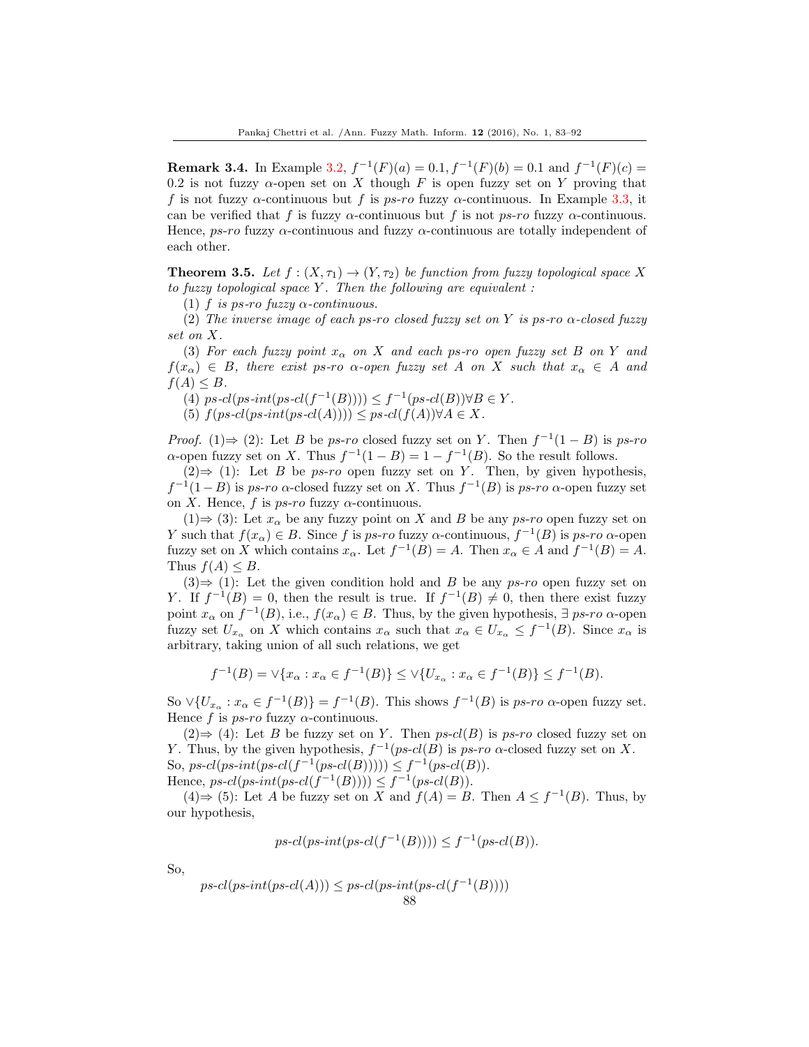**Remark 3.4.** In Example 3.2, $f^{-1}(F)(a) = 0.1, f^{-1}(F)(b) = 0.1$ and $f^{-1}(F)(c) = 0.2$ is not fuzzy $\alpha$-open set on $X$ though $F$ is open fuzzy set on $Y$ proving that $f$ is not fuzzy $\alpha$-continuous but $f$ is *ps-ro* fuzzy $\alpha$-continuous. In Example 3.3, it can be verified that $f$ is fuzzy $\alpha$-continuous but $f$ is not *ps-ro* fuzzy $\alpha$-continuous. Hence, *ps-ro* fuzzy $\alpha$-continuous and fuzzy $\alpha$-continuous are totally independent of each other.

**Theorem 3.5.** *Let $f : (X, \tau_1) \to (Y, \tau_2)$ be function from fuzzy topological space $X$ to fuzzy topological space $Y$. Then the following are equivalent :*

(1) *$f$ is ps-ro fuzzy $\alpha$-continuous.*

(2) *The inverse image of each ps-ro closed fuzzy set on $Y$ is ps-ro $\alpha$-closed fuzzy set on $X$.*

(3) *For each fuzzy point $x_\alpha$ on $X$ and each ps-ro open fuzzy set $B$ on $Y$ and $f(x_\alpha) \in B$, there exist ps-ro $\alpha$-open fuzzy set $A$ on $X$ such that $x_\alpha \in A$ and $f(A) \leq B$.*

(4) *$ps\text{-}cl(ps\text{-}int(ps\text{-}cl(f^{-1}(B)))) \leq f^{-1}(ps\text{-}cl(B)) \forall B \in Y$.*

(5) *$f(ps\text{-}cl(ps\text{-}int(ps\text{-}cl(A)))) \leq ps\text{-}cl(f(A)) \forall A \in X$.*

*Proof.* (1)$\Rightarrow$ (2): Let $B$ be *ps-ro* closed fuzzy set on $Y$. Then $f^{-1}(1 - B)$ is *ps-ro* $\alpha$-open fuzzy set on $X$. Thus $f^{-1}(1 - B) = 1 - f^{-1}(B)$. So the result follows.

(2)$\Rightarrow$ (1): Let $B$ be *ps-ro* open fuzzy set on $Y$. Then, by given hypothesis, $f^{-1}(1 - B)$ is *ps-ro* $\alpha$-closed fuzzy set on $X$. Thus $f^{-1}(B)$ is *ps-ro* $\alpha$-open fuzzy set on $X$. Hence, $f$ is *ps-ro* fuzzy $\alpha$-continuous.

(1)$\Rightarrow$ (3): Let $x_\alpha$ be any fuzzy point on $X$ and $B$ be any *ps-ro* open fuzzy set on $Y$ such that $f(x_\alpha) \in B$. Since $f$ is *ps-ro* fuzzy $\alpha$-continuous, $f^{-1}(B)$ is *ps-ro* $\alpha$-open fuzzy set on $X$ which contains $x_\alpha$. Let $f^{-1}(B) = A$. Then $x_\alpha \in A$ and $f^{-1}(B) = A$. Thus $f(A) \leq B$.

(3)$\Rightarrow$ (1): Let the given condition hold and $B$ be any *ps-ro* open fuzzy set on $Y$. If $f^{-1}(B) = 0$, then the result is true. If $f^{-1}(B) \neq 0$, then there exist fuzzy point $x_\alpha$ on $f^{-1}(B)$, i.e., $f(x_\alpha) \in B$. Thus, by the given hypothesis, $\exists$ *ps-ro* $\alpha$-open fuzzy set $U_{x_\alpha}$ on $X$ which contains $x_\alpha$ such that $x_\alpha \in U_{x_\alpha} \leq f^{-1}(B)$. Since $x_\alpha$ is arbitrary, taking union of all such relations, we get

$$f^{-1}(B) = \vee\{x_\alpha : x_\alpha \in f^{-1}(B)\} \leq \vee\{U_{x_\alpha} : x_\alpha \in f^{-1}(B)\} \leq f^{-1}(B).$$

So $\vee\{U_{x_\alpha} : x_\alpha \in f^{-1}(B)\} = f^{-1}(B)$. This shows $f^{-1}(B)$ is *ps-ro* $\alpha$-open fuzzy set. Hence $f$ is *ps-ro* fuzzy $\alpha$-continuous.

(2)$\Rightarrow$ (4): Let $B$ be fuzzy set on $Y$. Then $ps\text{-}cl(B)$ is *ps-ro* closed fuzzy set on $Y$. Thus, by the given hypothesis, $f^{-1}(ps\text{-}cl(B)$ is *ps-ro* $\alpha$-closed fuzzy set on $X$. So, $ps\text{-}cl(ps\text{-}int(ps\text{-}cl(f^{-1}(ps\text{-}cl(B))))) \leq f^{-1}(ps\text{-}cl(B))$.
Hence, $ps\text{-}cl(ps\text{-}int(ps\text{-}cl(f^{-1}(B)))) \leq f^{-1}(ps\text{-}cl(B))$.

(4)$\Rightarrow$ (5): Let $A$ be fuzzy set on $X$ and $f(A) = B$. Then $A \leq f^{-1}(B)$. Thus, by our hypothesis,

$$ps\text{-}cl(ps\text{-}int(ps\text{-}cl(f^{-1}(B)))) \leq f^{-1}(ps\text{-}cl(B)).$$

So,

$$ps\text{-}cl(ps\text{-}int(ps\text{-}cl(A))) \leq ps\text{-}cl(ps\text{-}int(ps\text{-}cl(f^{-1}(B))))$$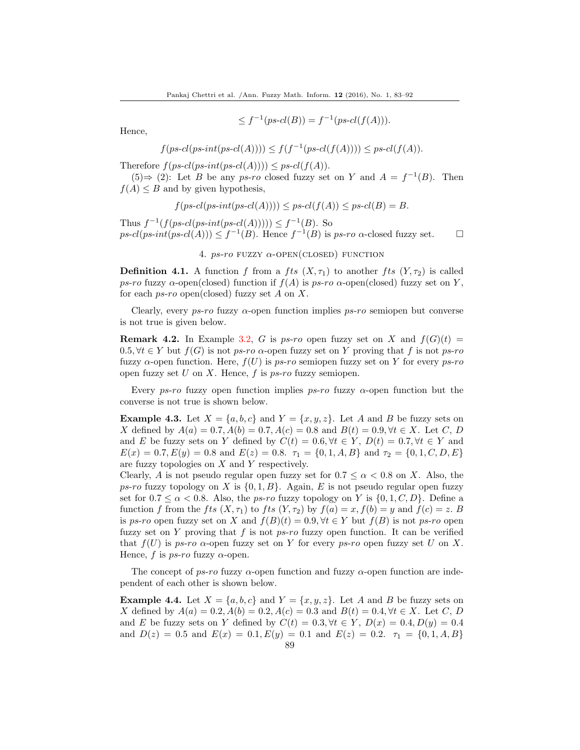$$\leq f^{-1}(ps\text{-}cl(B)) = f^{-1}(ps\text{-}cl(f(A))).$$

Hence,

$$f(ps\text{-}cl(ps\text{-}int(ps\text{-}cl(A)))) \leq f(f^{-1}(ps\text{-}cl(f(A)))) \leq ps\text{-}cl(f(A)).$$

Therefore $f(ps\text{-}cl(ps\text{-}int(ps\text{-}cl(A)))) \leq ps\text{-}cl(f(A))$.

(5)$\Rightarrow$ (2): Let $B$ be any *ps-ro* closed fuzzy set on $Y$ and $A = f^{-1}(B)$. Then $f(A) \leq B$ and by given hypothesis,

$$f(ps\text{-}cl(ps\text{-}int(ps\text{-}cl(A)))) \leq ps\text{-}cl(f(A)) \leq ps\text{-}cl(B) = B.$$

Thus $f^{-1}(f(ps\text{-}cl(ps\text{-}int(ps\text{-}cl(A))))) \leq f^{-1}(B)$. So $ps\text{-}cl(ps\text{-}int(ps\text{-}cl(A))) \leq f^{-1}(B)$. Hence $f^{-1}(B)$ is *ps-ro* $\alpha$-closed fuzzy set. □

## 4. *ps-ro* fuzzy $\alpha$-open(closed) function

**Definition 4.1.** A function $f$ from a *fts* $(X, \tau_1)$ to another *fts* $(Y, \tau_2)$ is called *ps-ro* fuzzy $\alpha$-open(closed) function if $f(A)$ is *ps-ro* $\alpha$-open(closed) fuzzy set on $Y$, for each *ps-ro* open(closed) fuzzy set $A$ on $X$.

Clearly, every *ps-ro* fuzzy $\alpha$-open function implies *ps-ro* semiopen but converse is not true is given below.

**Remark 4.2.** In Example 3.2, $G$ is *ps-ro* open fuzzy set on $X$ and $f(G)(t) = 0.5, \forall t \in Y$ but $f(G)$ is not *ps-ro* $\alpha$-open fuzzy set on $Y$ proving that $f$ is not *ps-ro* fuzzy $\alpha$-open function. Here, $f(U)$ is *ps-ro* semiopen fuzzy set on $Y$ for every *ps-ro* open fuzzy set $U$ on $X$. Hence, $f$ is *ps-ro* fuzzy semiopen.

Every *ps-ro* fuzzy open function implies *ps-ro* fuzzy $\alpha$-open function but the converse is not true is shown below.

**Example 4.3.** Let $X = \{a, b, c\}$ and $Y = \{x, y, z\}$. Let $A$ and $B$ be fuzzy sets on $X$ defined by $A(a) = 0.7, A(b) = 0.7, A(c) = 0.8$ and $B(t) = 0.9, \forall t \in X$. Let $C$, $D$ and $E$ be fuzzy sets on $Y$ defined by $C(t) = 0.6, \forall t \in Y$, $D(t) = 0.7, \forall t \in Y$ and $E(x) = 0.7, E(y) = 0.8$ and $E(z) = 0.8$. $\tau_1 = \{0, 1, A, B\}$ and $\tau_2 = \{0, 1, C, D, E\}$ are fuzzy topologies on $X$ and $Y$ respectively.
Clearly, $A$ is not pseudo regular open fuzzy set for $0.7 \leq \alpha < 0.8$ on $X$. Also, the *ps-ro* fuzzy topology on $X$ is $\{0, 1, B\}$. Again, $E$ is not pseudo regular open fuzzy set for $0.7 \leq \alpha < 0.8$. Also, the *ps-ro* fuzzy topology on $Y$ is $\{0, 1, C, D\}$. Define a function $f$ from the *fts* $(X, \tau_1)$ to *fts* $(Y, \tau_2)$ by $f(a) = x, f(b) = y$ and $f(c) = z$. $B$ is *ps-ro* open fuzzy set on $X$ and $f(B)(t) = 0.9, \forall t \in Y$ but $f(B)$ is not *ps-ro* open fuzzy set on $Y$ proving that $f$ is not *ps-ro* fuzzy open function. It can be verified that $f(U)$ is *ps-ro* $\alpha$-open fuzzy set on $Y$ for every *ps-ro* open fuzzy set $U$ on $X$. Hence, $f$ is *ps-ro* fuzzy $\alpha$-open.

The concept of *ps-ro* fuzzy $\alpha$-open function and fuzzy $\alpha$-open function are independent of each other is shown below.

**Example 4.4.** Let $X = \{a, b, c\}$ and $Y = \{x, y, z\}$. Let $A$ and $B$ be fuzzy sets on $X$ defined by $A(a) = 0.2, A(b) = 0.2, A(c) = 0.3$ and $B(t) = 0.4, \forall t \in X$. Let $C$, $D$ and $E$ be fuzzy sets on $Y$ defined by $C(t) = 0.3, \forall t \in Y$, $D(x) = 0.4, D(y) = 0.4$ and $D(z) = 0.5$ and $E(x) = 0.1, E(y) = 0.1$ and $E(z) = 0.2$. $\tau_1 = \{0, 1, A, B\}$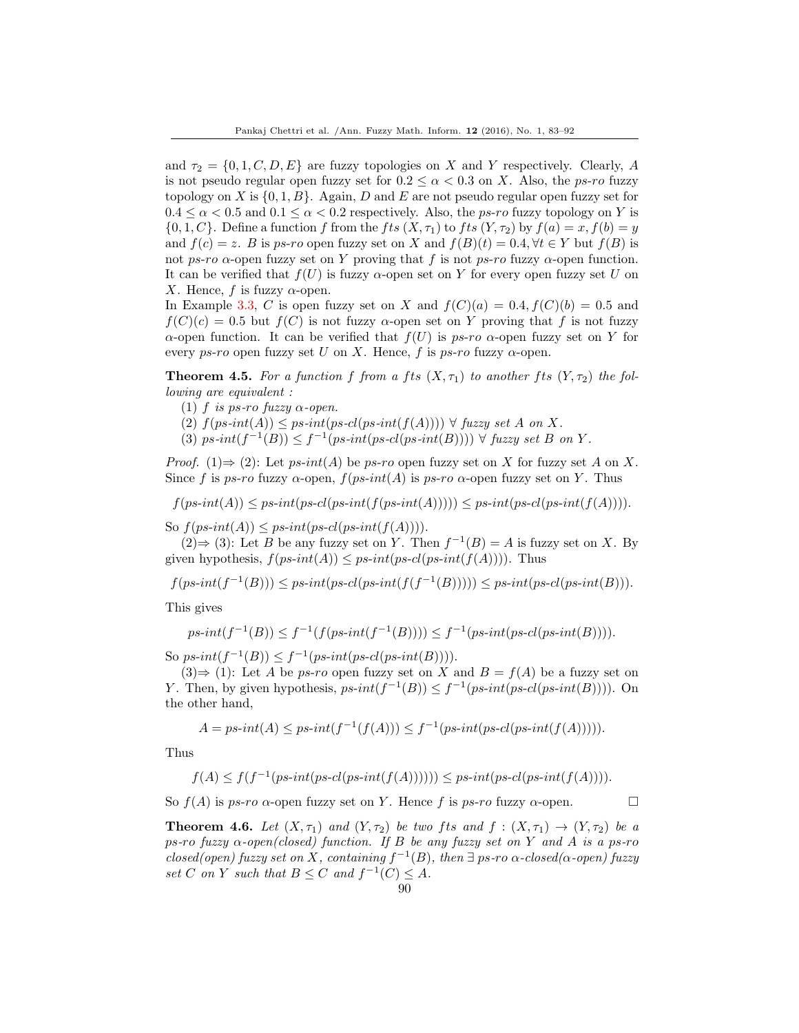and $\tau_2 = \{0, 1, C, D, E\}$ are fuzzy topologies on $X$ and $Y$ respectively. Clearly, $A$ is not pseudo regular open fuzzy set for $0.2 \le \alpha < 0.3$ on $X$. Also, the *ps-ro* fuzzy topology on $X$ is $\{0, 1, B\}$. Again, $D$ and $E$ are not pseudo regular open fuzzy set for $0.4 \le \alpha < 0.5$ and $0.1 \le \alpha < 0.2$ respectively. Also, the *ps-ro* fuzzy topology on $Y$ is $\{0, 1, C\}$. Define a function $f$ from the *fts* $(X, \tau_1)$ to *fts* $(Y, \tau_2)$ by $f(a) = x, f(b) = y$ and $f(c) = z$. $B$ is *ps-ro* open fuzzy set on $X$ and $f(B)(t) = 0.4, \forall t \in Y$ but $f(B)$ is not *ps-ro* $\alpha$-open fuzzy set on $Y$ proving that $f$ is not *ps-ro* fuzzy $\alpha$-open function. It can be verified that $f(U)$ is fuzzy $\alpha$-open set on $Y$ for every open fuzzy set $U$ on $X$. Hence, $f$ is fuzzy $\alpha$-open.

In Example 3.3, $C$ is open fuzzy set on $X$ and $f(C)(a) = 0.4, f(C)(b) = 0.5$ and $f(C)(c) = 0.5$ but $f(C)$ is not fuzzy $\alpha$-open set on $Y$ proving that $f$ is not fuzzy $\alpha$-open function. It can be verified that $f(U)$ is *ps-ro* $\alpha$-open fuzzy set on $Y$ for every *ps-ro* open fuzzy set $U$ on $X$. Hence, $f$ is *ps-ro* fuzzy $\alpha$-open.

**Theorem 4.5.** *For a function $f$ from a fts $(X, \tau_1)$ to another fts $(Y, \tau_2)$ the following are equivalent :*

(1) *$f$ is ps-ro fuzzy $\alpha$-open.*
(2) *$f(ps\text{-}int(A)) \le ps\text{-}int(ps\text{-}cl(ps\text{-}int(f(A)))) \ \forall$ fuzzy set $A$ on $X$.*
(3) *$ps\text{-}int(f^{-1}(B)) \le f^{-1}(ps\text{-}int(ps\text{-}cl(ps\text{-}int(B)))) \ \forall$ fuzzy set $B$ on $Y$.*

*Proof.* (1)$\Rightarrow$ (2): Let $ps\text{-}int(A)$ be *ps-ro* open fuzzy set on $X$ for fuzzy set $A$ on $X$. Since $f$ is *ps-ro* fuzzy $\alpha$-open, $f(ps\text{-}int(A)$ is *ps-ro* $\alpha$-open fuzzy set on $Y$. Thus

$$f(ps\text{-}int(A)) \le ps\text{-}int(ps\text{-}cl(ps\text{-}int(f(ps\text{-}int(A))))) \le ps\text{-}int(ps\text{-}cl(ps\text{-}int(f(A)))).$$

So $f(ps\text{-}int(A)) \le ps\text{-}int(ps\text{-}cl(ps\text{-}int(f(A))))$.

(2)$\Rightarrow$ (3): Let $B$ be any fuzzy set on $Y$. Then $f^{-1}(B) = A$ is fuzzy set on $X$. By given hypothesis, $f(ps\text{-}int(A)) \le ps\text{-}int(ps\text{-}cl(ps\text{-}int(f(A))))$. Thus

$$f(ps\text{-}int(f^{-1}(B))) \le ps\text{-}int(ps\text{-}cl(ps\text{-}int(f(f^{-1}(B))))) \le ps\text{-}int(ps\text{-}cl(ps\text{-}int(B))).$$

This gives

$$ps\text{-}int(f^{-1}(B)) \le f^{-1}(f(ps\text{-}int(f^{-1}(B)))) \le f^{-1}(ps\text{-}int(ps\text{-}cl(ps\text{-}int(B)))).$$

So $ps\text{-}int(f^{-1}(B)) \le f^{-1}(ps\text{-}int(ps\text{-}cl(ps\text{-}int(B))))$.

(3)$\Rightarrow$ (1): Let $A$ be *ps-ro* open fuzzy set on $X$ and $B = f(A)$ be a fuzzy set on $Y$. Then, by given hypothesis, $ps\text{-}int(f^{-1}(B)) \le f^{-1}(ps\text{-}int(ps\text{-}cl(ps\text{-}int(B))))$. On the other hand,

$$A = ps\text{-}int(A) \le ps\text{-}int(f^{-1}(f(A))) \le f^{-1}(ps\text{-}int(ps\text{-}cl(ps\text{-}int(f(A))))).$$

Thus

$$f(A) \le f(f^{-1}(ps\text{-}int(ps\text{-}cl(ps\text{-}int(f(A)))))) \le ps\text{-}int(ps\text{-}cl(ps\text{-}int(f(A)))).$$

So $f(A)$ is *ps-ro* $\alpha$-open fuzzy set on $Y$. Hence $f$ is *ps-ro* fuzzy $\alpha$-open. $\square$

**Theorem 4.6.** *Let $(X, \tau_1)$ and $(Y, \tau_2)$ be two fts and $f : (X, \tau_1) \to (Y, \tau_2)$ be a ps-ro fuzzy $\alpha$-open(closed) function. If $B$ be any fuzzy set on $Y$ and $A$ is a ps-ro closed(open) fuzzy set on $X$, containing $f^{-1}(B)$, then $\exists$ ps-ro $\alpha$-closed($\alpha$-open) fuzzy set $C$ on $Y$ such that $B \le C$ and $f^{-1}(C) \le A$.*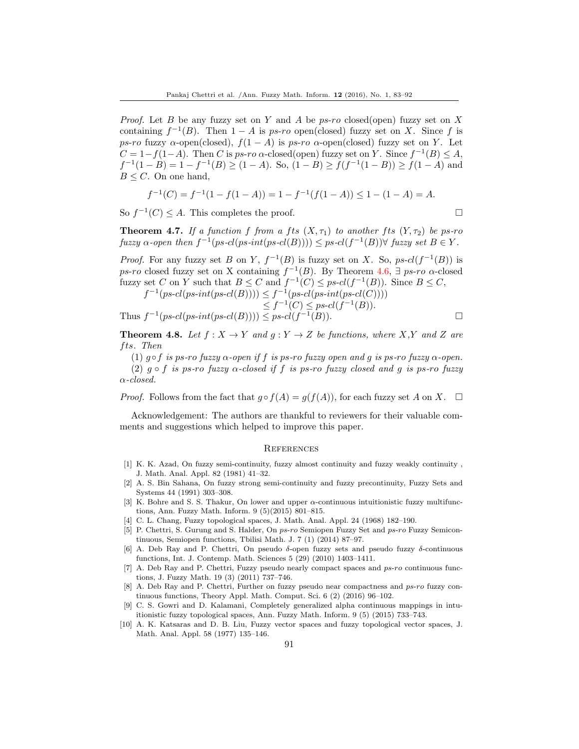*Proof.* Let $B$ be any fuzzy set on $Y$ and $A$ be *ps-ro* closed(open) fuzzy set on $X$ containing $f^{-1}(B)$. Then $1 - A$ is *ps-ro* open(closed) fuzzy set on $X$. Since $f$ is *ps-ro* fuzzy $\alpha$-open(closed), $f(1 - A)$ is *ps-ro* $\alpha$-open(closed) fuzzy set on $Y$. Let $C = 1 - f(1 - A)$. Then $C$ is *ps-ro* $\alpha$-closed(open) fuzzy set on $Y$. Since $f^{-1}(B) \leq A$, $f^{-1}(1 - B) = 1 - f^{-1}(B) \geq (1 - A)$. So, $(1 - B) \geq f(f^{-1}(1 - B)) \geq f(1 - A)$ and $B \leq C$. On one hand,

$$f^{-1}(C) = f^{-1}(1 - f(1 - A)) = 1 - f^{-1}(f(1 - A)) \leq 1 - (1 - A) = A.$$

So $f^{-1}(C) \leq A$. This completes the proof. □

**Theorem 4.7.** *If a function $f$ from a fts $(X, \tau_1)$ to another fts $(Y, \tau_2)$ be ps-ro fuzzy $\alpha$-open then $f^{-1}(ps\text{-}cl(ps\text{-}int(ps\text{-}cl(B)))) \leq ps\text{-}cl(f^{-1}(B)) \forall$ fuzzy set $B \in Y$.*

*Proof.* For any fuzzy set $B$ on $Y$, $f^{-1}(B)$ is fuzzy set on $X$. So, $ps\text{-}cl(f^{-1}(B))$ is *ps-ro* closed fuzzy set on X containing $f^{-1}(B)$. By Theorem 4.6, $\exists$ *ps-ro* $\alpha$-closed fuzzy set $C$ on $Y$ such that $B \leq C$ and $f^{-1}(C) \leq ps\text{-}cl(f^{-1}(B))$. Since $B \leq C$,

$$\begin{aligned} f^{-1}(ps\text{-}cl(ps\text{-}int(ps\text{-}cl(B)))) &\leq f^{-1}(ps\text{-}cl(ps\text{-}int(ps\text{-}cl(C)))) \\ &\leq f^{-1}(C) \leq ps\text{-}cl(f^{-1}(B)). \end{aligned}$$

Thus $f^{-1}(ps\text{-}cl(ps\text{-}int(ps\text{-}cl(B)))) \leq ps\text{-}cl(f^{-1}(B))$. □

**Theorem 4.8.** *Let $f : X \to Y$ and $g : Y \to Z$ be functions, where X,Y and Z are fts. Then*

(1) *$g \circ f$ is ps-ro fuzzy $\alpha$-open if $f$ is ps-ro fuzzy open and $g$ is ps-ro fuzzy $\alpha$-open.*

(2) *$g \circ f$ is ps-ro fuzzy $\alpha$-closed if $f$ is ps-ro fuzzy closed and $g$ is ps-ro fuzzy $\alpha$-closed.*

*Proof.* Follows from the fact that $g \circ f(A) = g(f(A))$, for each fuzzy set $A$ on $X$. □

Acknowledgement: The authors are thankful to reviewers for their valuable comments and suggestions which helped to improve this paper.

## References

[1] K. K. Azad, On fuzzy semi-continuity, fuzzy almost continuity and fuzzy weakly continuity , J. Math. Anal. Appl. 82 (1981) 41–32.

[2] A. S. Bin Sahana, On fuzzy strong semi-continuity and fuzzy precontinuity, Fuzzy Sets and Systems 44 (1991) 303–308.

[3] K. Bohre and S. S. Thakur, On lower and upper $\alpha$-continuous intuitionistic fuzzy multifunctions, Ann. Fuzzy Math. Inform. 9 (5)(2015) 801–815.

[4] C. L. Chang, Fuzzy topological spaces, J. Math. Anal. Appl. 24 (1968) 182–190.

[5] P. Chettri, S. Gurung and S. Halder, On *ps-ro* Semiopen Fuzzy Set and *ps-ro* Fuzzy Semicontinuous, Semiopen functions, Tbilisi Math. J. 7 (1) (2014) 87–97.

[6] A. Deb Ray and P. Chettri, On pseudo $\delta$-open fuzzy sets and pseudo fuzzy $\delta$-continuous functions, Int. J. Contemp. Math. Sciences 5 (29) (2010) 1403–1411.

[7] A. Deb Ray and P. Chettri, Fuzzy pseudo nearly compact spaces and *ps-ro* continuous functions, J. Fuzzy Math. 19 (3) (2011) 737–746.

[8] A. Deb Ray and P. Chettri, Further on fuzzy pseudo near compactness and *ps-ro* fuzzy continuous functions, Theory Appl. Math. Comput. Sci. 6 (2) (2016) 96–102.

[9] C. S. Gowri and D. Kalamani, Completely generalized alpha continuous mappings in intuitionistic fuzzy topological spaces, Ann. Fuzzy Math. Inform. 9 (5) (2015) 733–743.

[10] A. K. Katsaras and D. B. Liu, Fuzzy vector spaces and fuzzy topological vector spaces, J. Math. Anal. Appl. 58 (1977) 135–146.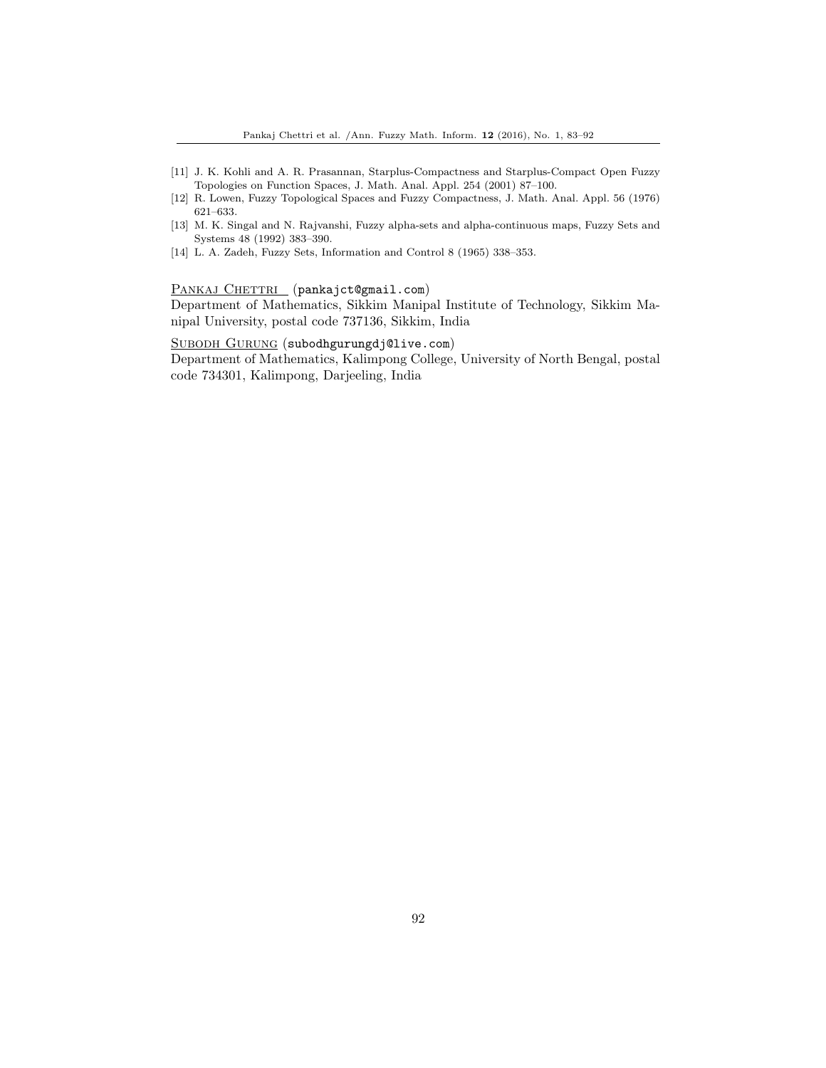[11] J. K. Kohli and A. R. Prasannan, Starplus-Compactness and Starplus-Compact Open Fuzzy Topologies on Function Spaces, J. Math. Anal. Appl. 254 (2001) 87–100.

[12] R. Lowen, Fuzzy Topological Spaces and Fuzzy Compactness, J. Math. Anal. Appl. 56 (1976) 621–633.

[13] M. K. Singal and N. Rajvanshi, Fuzzy alpha-sets and alpha-continuous maps, Fuzzy Sets and Systems 48 (1992) 383–390.

[14] L. A. Zadeh, Fuzzy Sets, Information and Control 8 (1965) 338–353.

Pankaj Chettri (pankajct@gmail.com)
Department of Mathematics, Sikkim Manipal Institute of Technology, Sikkim Manipal University, postal code 737136, Sikkim, India

Subodh Gurung (subodhgurungdj@live.com)
Department of Mathematics, Kalimpong College, University of North Bengal, postal code 734301, Kalimpong, Darjeeling, India